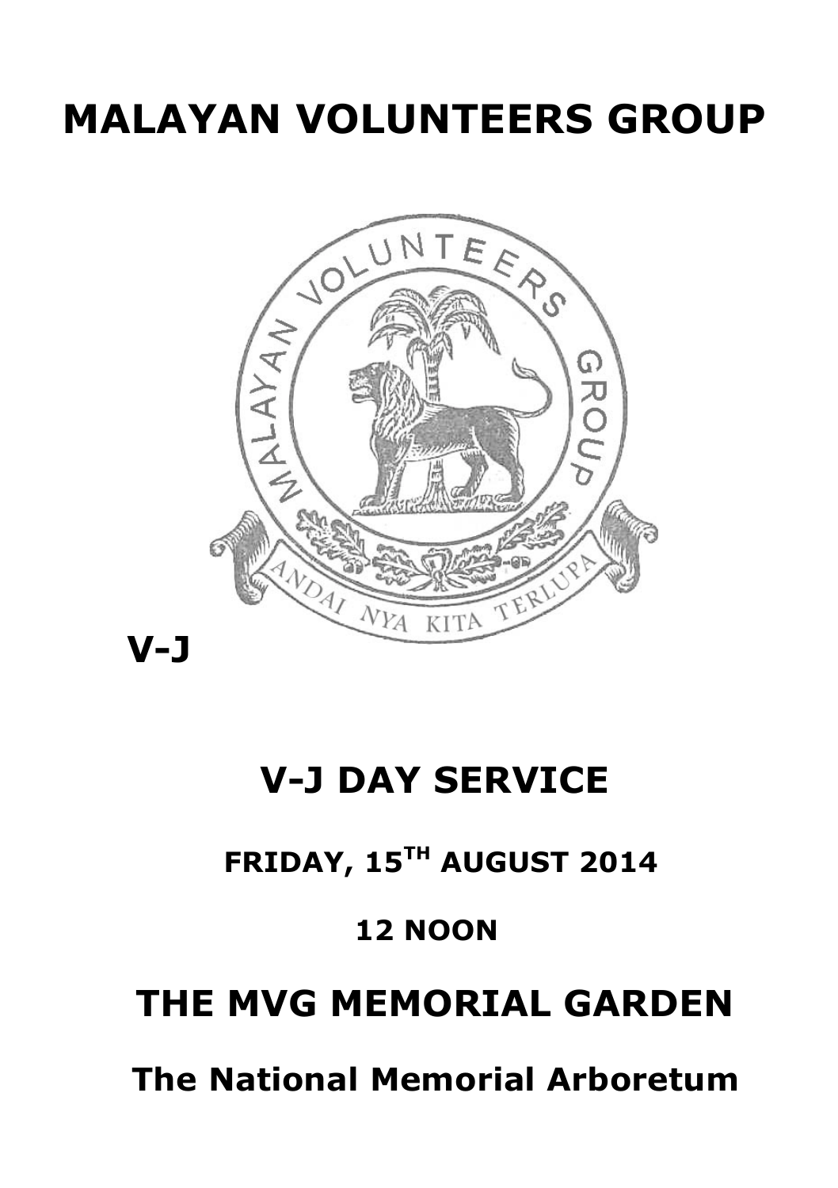# MALAYAN VOLUNTEERS GROUP

**V-J**

# V-J DAY SERVICE

**FRIDAY, 15TH AUGUST 2014**

**12 NOON**

# THE MVG MEMORIAL GARDEN

## The National Memorial Arboretum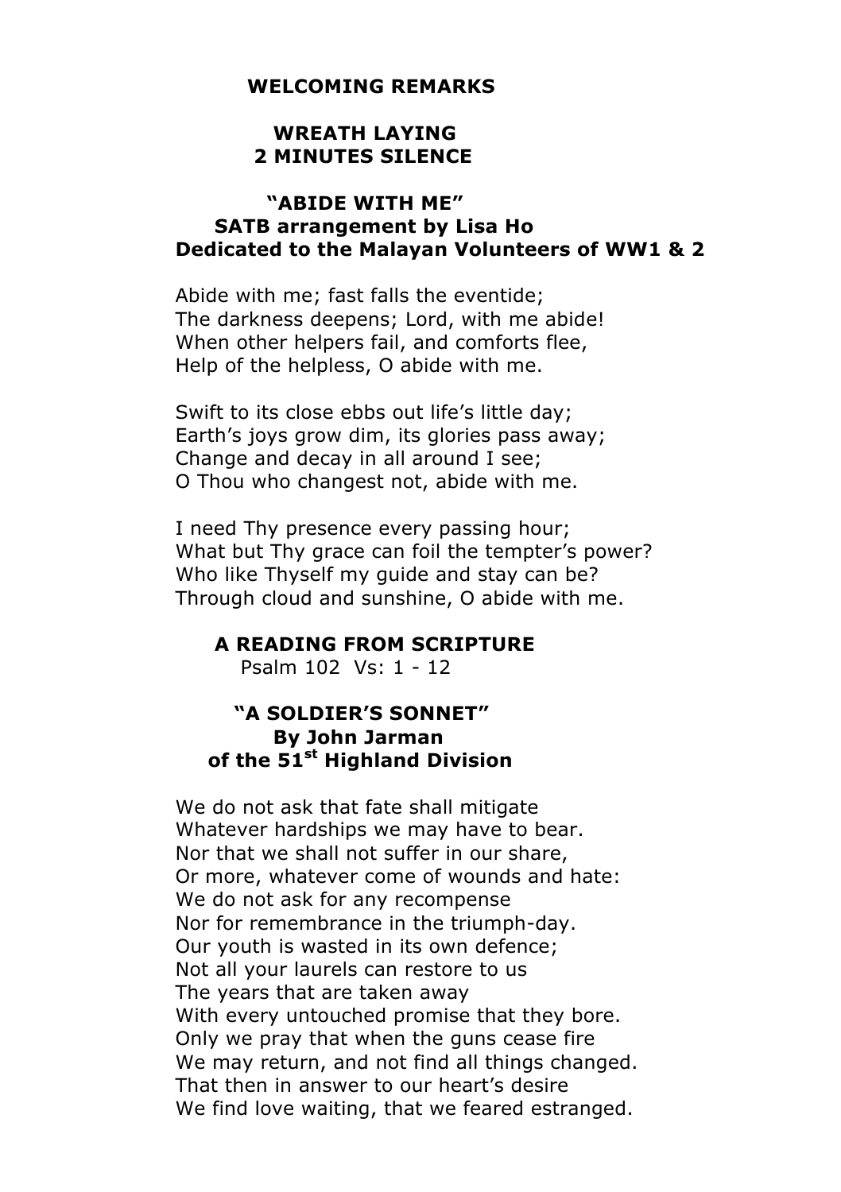**WELCOMING REMARKS**

**WREATH LAYING**
**2 MINUTES SILENCE**

**"ABIDE WITH ME"**
**SATB arrangement by Lisa Ho**
**Dedicated to the Malayan Volunteers of WW1 & 2**

Abide with me; fast falls the eventide;
The darkness deepens; Lord, with me abide!
When other helpers fail, and comforts flee,
Help of the helpless, O abide with me.

Swift to its close ebbs out life's little day;
Earth's joys grow dim, its glories pass away;
Change and decay in all around I see;
O Thou who changest not, abide with me.

I need Thy presence every passing hour;
What but Thy grace can foil the tempter's power?
Who like Thyself my guide and stay can be?
Through cloud and sunshine, O abide with me.

**A READING FROM SCRIPTURE**
Psalm 102 Vs: 1 - 12

**"A SOLDIER'S SONNET"**
**By John Jarman**
**of the 51st Highland Division**

We do not ask that fate shall mitigate
Whatever hardships we may have to bear.
Nor that we shall not suffer in our share,
Or more, whatever come of wounds and hate:
We do not ask for any recompense
Nor for remembrance in the triumph-day.
Our youth is wasted in its own defence;
Not all your laurels can restore to us
The years that are taken away
With every untouched promise that they bore.
Only we pray that when the guns cease fire
We may return, and not find all things changed.
That then in answer to our heart's desire
We find love waiting, that we feared estranged.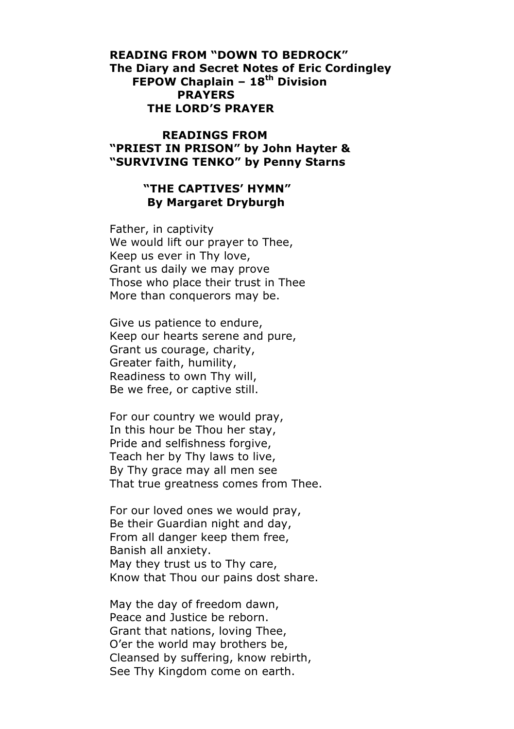**READING FROM "DOWN TO BEDROCK"**
**The Diary and Secret Notes of Eric Cordingley**
**FEPOW Chaplain – 18th Division**
**PRAYERS**
**THE LORD'S PRAYER**

**READINGS FROM**
**"PRIEST IN PRISON" by John Hayter &**
**"SURVIVING TENKO" by Penny Starns**

**"THE CAPTIVES' HYMN"**
**By Margaret Dryburgh**

Father, in captivity
We would lift our prayer to Thee,
Keep us ever in Thy love,
Grant us daily we may prove
Those who place their trust in Thee
More than conquerors may be.

Give us patience to endure,
Keep our hearts serene and pure,
Grant us courage, charity,
Greater faith, humility,
Readiness to own Thy will,
Be we free, or captive still.

For our country we would pray,
In this hour be Thou her stay,
Pride and selfishness forgive,
Teach her by Thy laws to live,
By Thy grace may all men see
That true greatness comes from Thee.

For our loved ones we would pray,
Be their Guardian night and day,
From all danger keep them free,
Banish all anxiety.
May they trust us to Thy care,
Know that Thou our pains dost share.

May the day of freedom dawn,
Peace and Justice be reborn.
Grant that nations, loving Thee,
O'er the world may brothers be,
Cleansed by suffering, know rebirth,
See Thy Kingdom come on earth.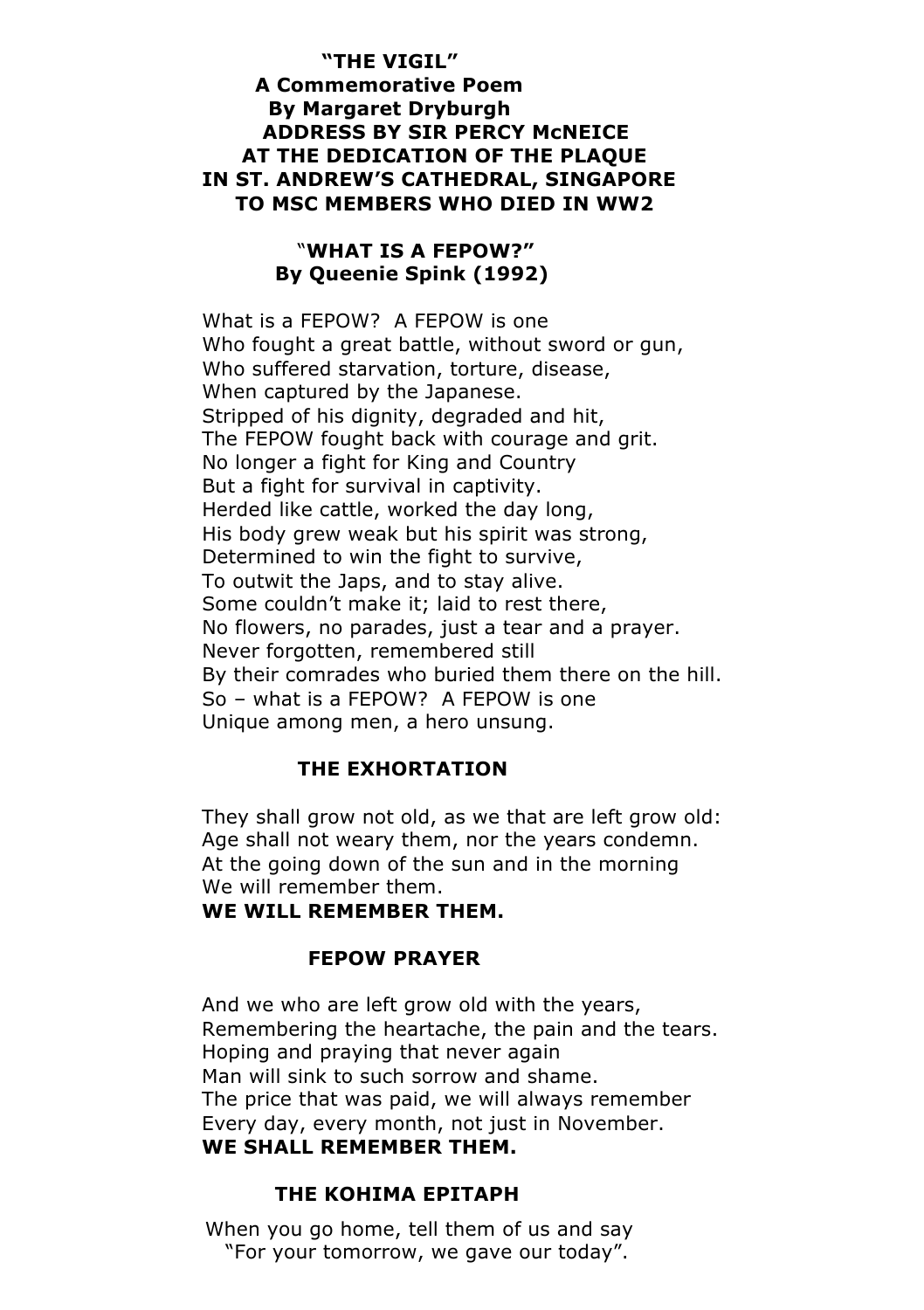**"THE VIGIL"**
**A Commemorative Poem**
**By Margaret Dryburgh**
**ADDRESS BY SIR PERCY McNEICE**
**AT THE DEDICATION OF THE PLAQUE**
**IN ST. ANDREW'S CATHEDRAL, SINGAPORE**
**TO MSC MEMBERS WHO DIED IN WW2**

## "WHAT IS A FEPOW?"
**By Queenie Spink (1992)**

What is a FEPOW? A FEPOW is one
Who fought a great battle, without sword or gun,
Who suffered starvation, torture, disease,
When captured by the Japanese.
Stripped of his dignity, degraded and hit,
The FEPOW fought back with courage and grit.
No longer a fight for King and Country
But a fight for survival in captivity.
Herded like cattle, worked the day long,
His body grew weak but his spirit was strong,
Determined to win the fight to survive,
To outwit the Japs, and to stay alive.
Some couldn't make it; laid to rest there,
No flowers, no parades, just a tear and a prayer.
Never forgotten, remembered still
By their comrades who buried them there on the hill.
So – what is a FEPOW? A FEPOW is one
Unique among men, a hero unsung.

## THE EXHORTATION

They shall grow not old, as we that are left grow old:
Age shall not weary them, nor the years condemn.
At the going down of the sun and in the morning
We will remember them.
**WE WILL REMEMBER THEM.**

## FEPOW PRAYER

And we who are left grow old with the years,
Remembering the heartache, the pain and the tears.
Hoping and praying that never again
Man will sink to such sorrow and shame.
The price that was paid, we will always remember
Every day, every month, not just in November.
**WE SHALL REMEMBER THEM.**

## THE KOHIMA EPITAPH

When you go home, tell them of us and say
"For your tomorrow, we gave our today".